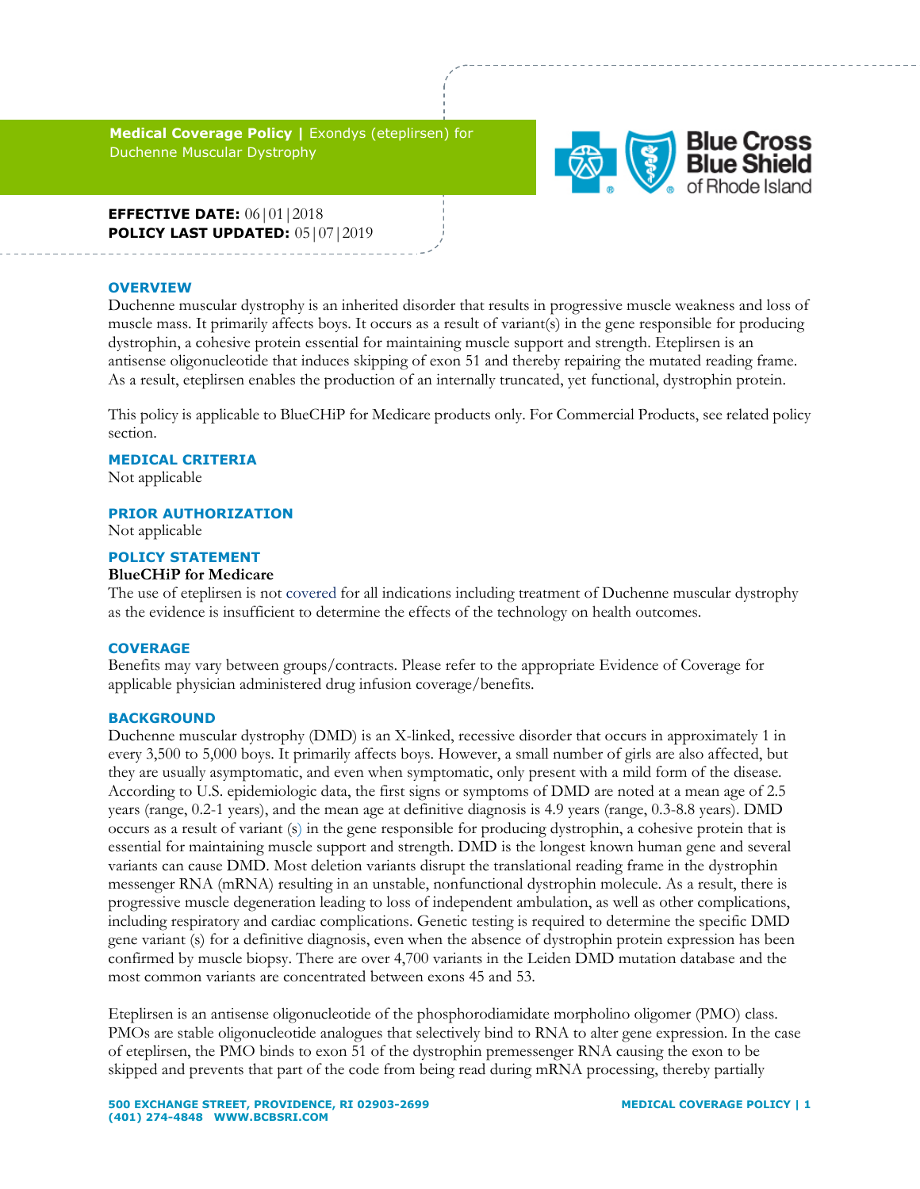**Medical Coverage Policy |** Exondys (eteplirsen) for Duchenne Muscular Dystrophy

**EFFECTIVE DATE:** 06|01|2018
**POLICY LAST UPDATED:** 05|07|2019

## OVERVIEW

Duchenne muscular dystrophy is an inherited disorder that results in progressive muscle weakness and loss of muscle mass. It primarily affects boys. It occurs as a result of variant(s) in the gene responsible for producing dystrophin, a cohesive protein essential for maintaining muscle support and strength. Eteplirsen is an antisense oligonucleotide that induces skipping of exon 51 and thereby repairing the mutated reading frame. As a result, eteplirsen enables the production of an internally truncated, yet functional, dystrophin protein.

This policy is applicable to BlueCHiP for Medicare products only. For Commercial Products, see related policy section.

## MEDICAL CRITERIA

Not applicable

## PRIOR AUTHORIZATION

Not applicable

## POLICY STATEMENT

**BlueCHiP for Medicare**

The use of eteplirsen is not covered for all indications including treatment of Duchenne muscular dystrophy as the evidence is insufficient to determine the effects of the technology on health outcomes.

## COVERAGE

Benefits may vary between groups/contracts. Please refer to the appropriate Evidence of Coverage for applicable physician administered drug infusion coverage/benefits.

## BACKGROUND

Duchenne muscular dystrophy (DMD) is an X-linked, recessive disorder that occurs in approximately 1 in every 3,500 to 5,000 boys. It primarily affects boys. However, a small number of girls are also affected, but they are usually asymptomatic, and even when symptomatic, only present with a mild form of the disease. According to U.S. epidemiologic data, the first signs or symptoms of DMD are noted at a mean age of 2.5 years (range, 0.2-1 years), and the mean age at definitive diagnosis is 4.9 years (range, 0.3-8.8 years). DMD occurs as a result of variant (s) in the gene responsible for producing dystrophin, a cohesive protein that is essential for maintaining muscle support and strength. DMD is the longest known human gene and several variants can cause DMD. Most deletion variants disrupt the translational reading frame in the dystrophin messenger RNA (mRNA) resulting in an unstable, nonfunctional dystrophin molecule. As a result, there is progressive muscle degeneration leading to loss of independent ambulation, as well as other complications, including respiratory and cardiac complications. Genetic testing is required to determine the specific DMD gene variant (s) for a definitive diagnosis, even when the absence of dystrophin protein expression has been confirmed by muscle biopsy. There are over 4,700 variants in the Leiden DMD mutation database and the most common variants are concentrated between exons 45 and 53.

Eteplirsen is an antisense oligonucleotide of the phosphorodiamidate morpholino oligomer (PMO) class. PMOs are stable oligonucleotide analogues that selectively bind to RNA to alter gene expression. In the case of eteplirsen, the PMO binds to exon 51 of the dystrophin premessenger RNA causing the exon to be skipped and prevents that part of the code from being read during mRNA processing, thereby partially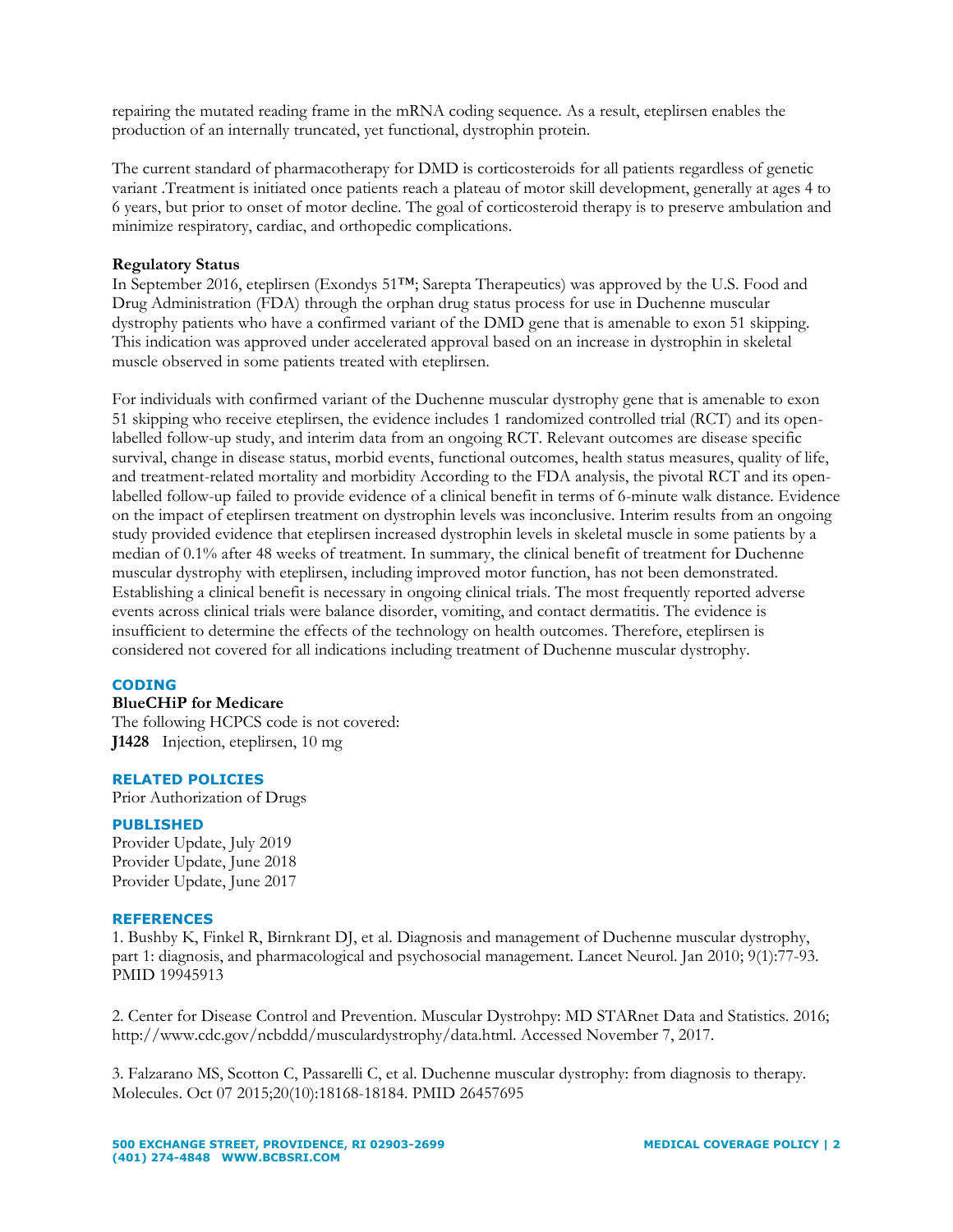repairing the mutated reading frame in the mRNA coding sequence. As a result, eteplirsen enables the production of an internally truncated, yet functional, dystrophin protein.

The current standard of pharmacotherapy for DMD is corticosteroids for all patients regardless of genetic variant .Treatment is initiated once patients reach a plateau of motor skill development, generally at ages 4 to 6 years, but prior to onset of motor decline. The goal of corticosteroid therapy is to preserve ambulation and minimize respiratory, cardiac, and orthopedic complications.

**Regulatory Status**

In September 2016, eteplirsen (Exondys 51™; Sarepta Therapeutics) was approved by the U.S. Food and Drug Administration (FDA) through the orphan drug status process for use in Duchenne muscular dystrophy patients who have a confirmed variant of the DMD gene that is amenable to exon 51 skipping. This indication was approved under accelerated approval based on an increase in dystrophin in skeletal muscle observed in some patients treated with eteplirsen.

For individuals with confirmed variant of the Duchenne muscular dystrophy gene that is amenable to exon 51 skipping who receive eteplirsen, the evidence includes 1 randomized controlled trial (RCT) and its open-labelled follow-up study, and interim data from an ongoing RCT. Relevant outcomes are disease specific survival, change in disease status, morbid events, functional outcomes, health status measures, quality of life, and treatment-related mortality and morbidity According to the FDA analysis, the pivotal RCT and its open-labelled follow-up failed to provide evidence of a clinical benefit in terms of 6-minute walk distance. Evidence on the impact of eteplirsen treatment on dystrophin levels was inconclusive. Interim results from an ongoing study provided evidence that eteplirsen increased dystrophin levels in skeletal muscle in some patients by a median of 0.1% after 48 weeks of treatment. In summary, the clinical benefit of treatment for Duchenne muscular dystrophy with eteplirsen, including improved motor function, has not been demonstrated. Establishing a clinical benefit is necessary in ongoing clinical trials. The most frequently reported adverse events across clinical trials were balance disorder, vomiting, and contact dermatitis. The evidence is insufficient to determine the effects of the technology on health outcomes. Therefore, eteplirsen is considered not covered for all indications including treatment of Duchenne muscular dystrophy.

## CODING

**BlueCHiP for Medicare**

The following HCPCS code is not covered:

**J1428** Injection, eteplirsen, 10 mg

## RELATED POLICIES

Prior Authorization of Drugs

## PUBLISHED

Provider Update, July 2019
Provider Update, June 2018
Provider Update, June 2017

## REFERENCES

1. Bushby K, Finkel R, Birnkrant DJ, et al. Diagnosis and management of Duchenne muscular dystrophy, part 1: diagnosis, and pharmacological and psychosocial management. Lancet Neurol. Jan 2010; 9(1):77-93. PMID 19945913

2. Center for Disease Control and Prevention. Muscular Dystrohpy: MD STARnet Data and Statistics. 2016; http://www.cdc.gov/ncbddd/musculardystrophy/data.html. Accessed November 7, 2017.

3. Falzarano MS, Scotton C, Passarelli C, et al. Duchenne muscular dystrophy: from diagnosis to therapy. Molecules. Oct 07 2015;20(10):18168-18184. PMID 26457695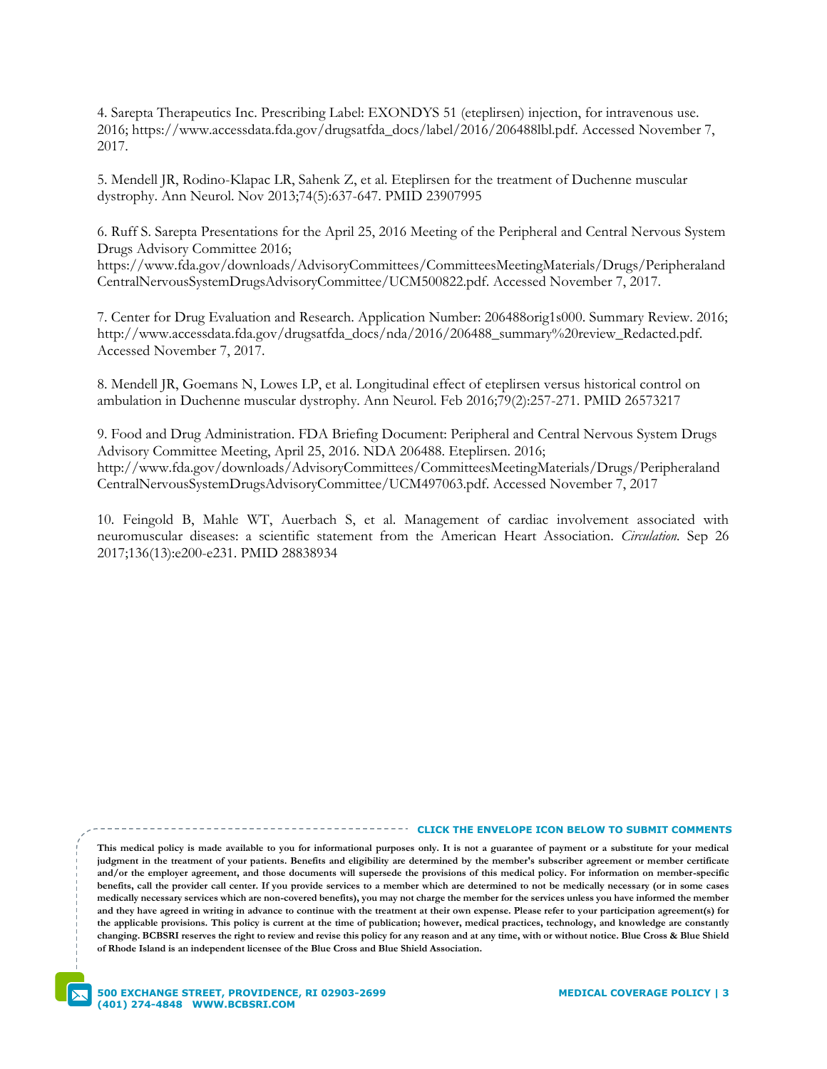4. Sarepta Therapeutics Inc. Prescribing Label: EXONDYS 51 (eteplirsen) injection, for intravenous use. 2016; https://www.accessdata.fda.gov/drugsatfda_docs/label/2016/206488lbl.pdf. Accessed November 7, 2017.

5. Mendell JR, Rodino-Klapac LR, Sahenk Z, et al. Eteplirsen for the treatment of Duchenne muscular dystrophy. Ann Neurol. Nov 2013;74(5):637-647. PMID 23907995

6. Ruff S. Sarepta Presentations for the April 25, 2016 Meeting of the Peripheral and Central Nervous System Drugs Advisory Committee 2016; https://www.fda.gov/downloads/AdvisoryCommittees/CommitteesMeetingMaterials/Drugs/PeripheralandCentralNervousSystemDrugsAdvisoryCommittee/UCM500822.pdf. Accessed November 7, 2017.

7. Center for Drug Evaluation and Research. Application Number: 206488orig1s000. Summary Review. 2016; http://www.accessdata.fda.gov/drugsatfda_docs/nda/2016/206488_summary%20review_Redacted.pdf. Accessed November 7, 2017.

8. Mendell JR, Goemans N, Lowes LP, et al. Longitudinal effect of eteplirsen versus historical control on ambulation in Duchenne muscular dystrophy. Ann Neurol. Feb 2016;79(2):257-271. PMID 26573217

9. Food and Drug Administration. FDA Briefing Document: Peripheral and Central Nervous System Drugs Advisory Committee Meeting, April 25, 2016. NDA 206488. Eteplirsen. 2016; http://www.fda.gov/downloads/AdvisoryCommittees/CommitteesMeetingMaterials/Drugs/PeripheralandCentralNervousSystemDrugsAdvisoryCommittee/UCM497063.pdf. Accessed November 7, 2017

10. Feingold B, Mahle WT, Auerbach S, et al. Management of cardiac involvement associated with neuromuscular diseases: a scientific statement from the American Heart Association. *Circulation.* Sep 26 2017;136(13):e200-e231. PMID 28838934

CLICK THE ENVELOPE ICON BELOW TO SUBMIT COMMENTS

**This medical policy is made available to you for informational purposes only. It is not a guarantee of payment or a substitute for your medical judgment in the treatment of your patients. Benefits and eligibility are determined by the member's subscriber agreement or member certificate and/or the employer agreement, and those documents will supersede the provisions of this medical policy. For information on member-specific benefits, call the provider call center. If you provide services to a member which are determined to not be medically necessary (or in some cases medically necessary services which are non-covered benefits), you may not charge the member for the services unless you have informed the member and they have agreed in writing in advance to continue with the treatment at their own expense. Please refer to your participation agreement(s) for the applicable provisions. This policy is current at the time of publication; however, medical practices, technology, and knowledge are constantly changing. BCBSRI reserves the right to review and revise this policy for any reason and at any time, with or without notice. Blue Cross & Blue Shield of Rhode Island is an independent licensee of the Blue Cross and Blue Shield Association.**

500 EXCHANGE STREET, PROVIDENCE, RI 02903-2699
(401) 274-4848 WWW.BCBSRI.COM